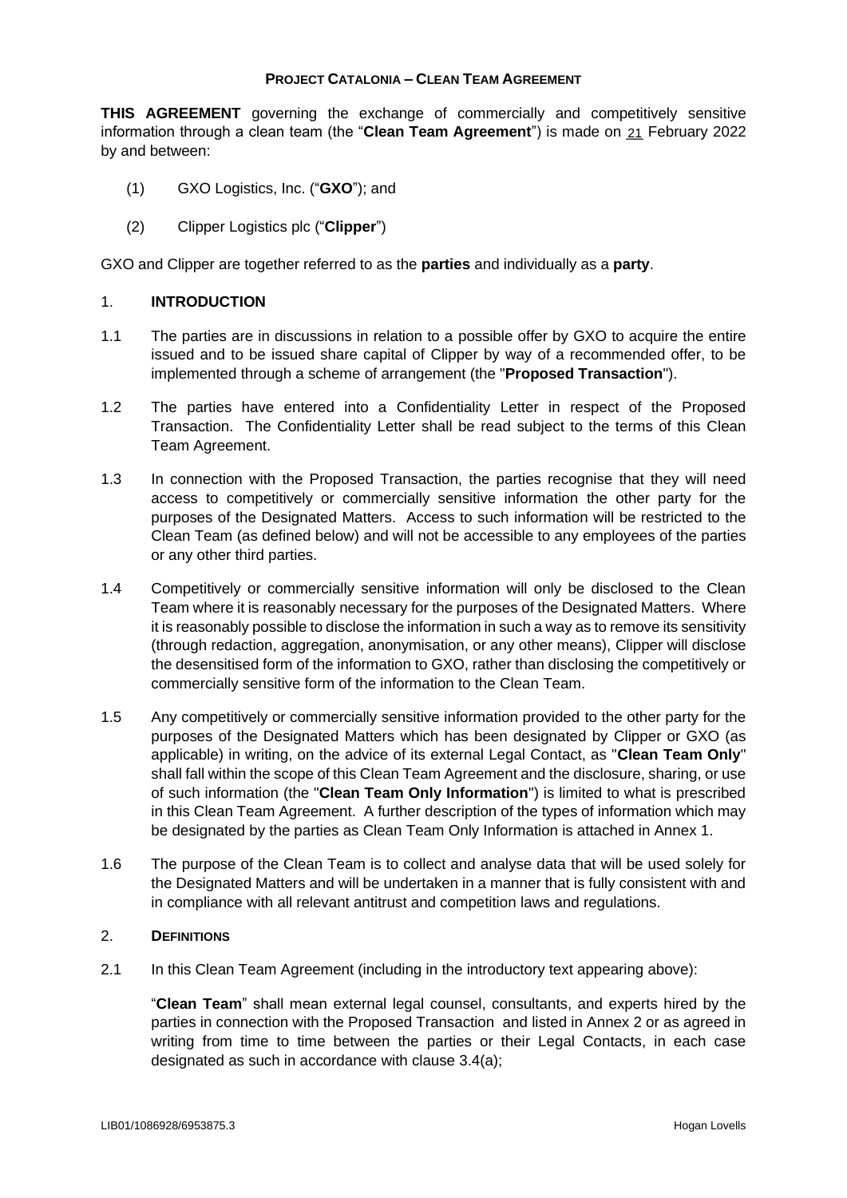**PROJECT CATALONIA – CLEAN TEAM AGREEMENT**

**THIS AGREEMENT** governing the exchange of commercially and competitively sensitive information through a clean team (the "**Clean Team Agreement**") is made on 21 February 2022 by and between:

(1) GXO Logistics, Inc. ("**GXO**"); and

(2) Clipper Logistics plc ("**Clipper**")

GXO and Clipper are together referred to as the **parties** and individually as a **party**.

## 1. INTRODUCTION

1.1 The parties are in discussions in relation to a possible offer by GXO to acquire the entire issued and to be issued share capital of Clipper by way of a recommended offer, to be implemented through a scheme of arrangement (the "**Proposed Transaction**").

1.2 The parties have entered into a Confidentiality Letter in respect of the Proposed Transaction. The Confidentiality Letter shall be read subject to the terms of this Clean Team Agreement.

1.3 In connection with the Proposed Transaction, the parties recognise that they will need access to competitively or commercially sensitive information the other party for the purposes of the Designated Matters. Access to such information will be restricted to the Clean Team (as defined below) and will not be accessible to any employees of the parties or any other third parties.

1.4 Competitively or commercially sensitive information will only be disclosed to the Clean Team where it is reasonably necessary for the purposes of the Designated Matters. Where it is reasonably possible to disclose the information in such a way as to remove its sensitivity (through redaction, aggregation, anonymisation, or any other means), Clipper will disclose the desensitised form of the information to GXO, rather than disclosing the competitively or commercially sensitive form of the information to the Clean Team.

1.5 Any competitively or commercially sensitive information provided to the other party for the purposes of the Designated Matters which has been designated by Clipper or GXO (as applicable) in writing, on the advice of its external Legal Contact, as "**Clean Team Only**" shall fall within the scope of this Clean Team Agreement and the disclosure, sharing, or use of such information (the "**Clean Team Only Information**") is limited to what is prescribed in this Clean Team Agreement. A further description of the types of information which may be designated by the parties as Clean Team Only Information is attached in Annex 1.

1.6 The purpose of the Clean Team is to collect and analyse data that will be used solely for the Designated Matters and will be undertaken in a manner that is fully consistent with and in compliance with all relevant antitrust and competition laws and regulations.

## 2. DEFINITIONS

2.1 In this Clean Team Agreement (including in the introductory text appearing above):

"**Clean Team**" shall mean external legal counsel, consultants, and experts hired by the parties in connection with the Proposed Transaction and listed in Annex 2 or as agreed in writing from time to time between the parties or their Legal Contacts, in each case designated as such in accordance with clause 3.4(a);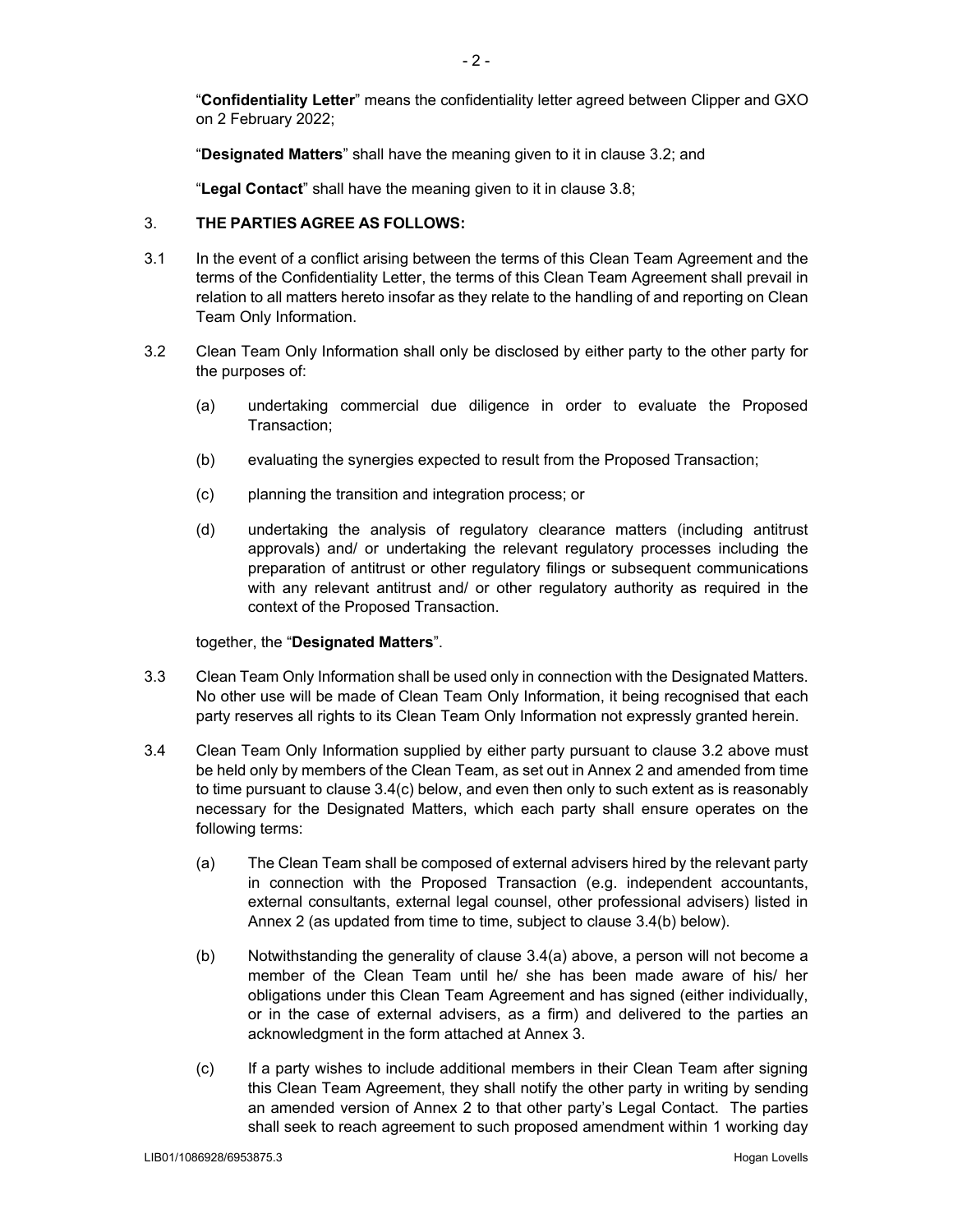"**Confidentiality Letter**" means the confidentiality letter agreed between Clipper and GXO on 2 February 2022;

"**Designated Matters**" shall have the meaning given to it in clause 3.2; and

"**Legal Contact**" shall have the meaning given to it in clause 3.8;

3. **THE PARTIES AGREE AS FOLLOWS:**

3.1 In the event of a conflict arising between the terms of this Clean Team Agreement and the terms of the Confidentiality Letter, the terms of this Clean Team Agreement shall prevail in relation to all matters hereto insofar as they relate to the handling of and reporting on Clean Team Only Information.

3.2 Clean Team Only Information shall only be disclosed by either party to the other party for the purposes of:

(a) undertaking commercial due diligence in order to evaluate the Proposed Transaction;

(b) evaluating the synergies expected to result from the Proposed Transaction;

(c) planning the transition and integration process; or

(d) undertaking the analysis of regulatory clearance matters (including antitrust approvals) and/ or undertaking the relevant regulatory processes including the preparation of antitrust or other regulatory filings or subsequent communications with any relevant antitrust and/ or other regulatory authority as required in the context of the Proposed Transaction.

together, the "**Designated Matters**".

3.3 Clean Team Only Information shall be used only in connection with the Designated Matters. No other use will be made of Clean Team Only Information, it being recognised that each party reserves all rights to its Clean Team Only Information not expressly granted herein.

3.4 Clean Team Only Information supplied by either party pursuant to clause 3.2 above must be held only by members of the Clean Team, as set out in Annex 2 and amended from time to time pursuant to clause 3.4(c) below, and even then only to such extent as is reasonably necessary for the Designated Matters, which each party shall ensure operates on the following terms:

(a) The Clean Team shall be composed of external advisers hired by the relevant party in connection with the Proposed Transaction (e.g. independent accountants, external consultants, external legal counsel, other professional advisers) listed in Annex 2 (as updated from time to time, subject to clause 3.4(b) below).

(b) Notwithstanding the generality of clause 3.4(a) above, a person will not become a member of the Clean Team until he/ she has been made aware of his/ her obligations under this Clean Team Agreement and has signed (either individually, or in the case of external advisers, as a firm) and delivered to the parties an acknowledgment in the form attached at Annex 3.

(c) If a party wishes to include additional members in their Clean Team after signing this Clean Team Agreement, they shall notify the other party in writing by sending an amended version of Annex 2 to that other party's Legal Contact. The parties shall seek to reach agreement to such proposed amendment within 1 working day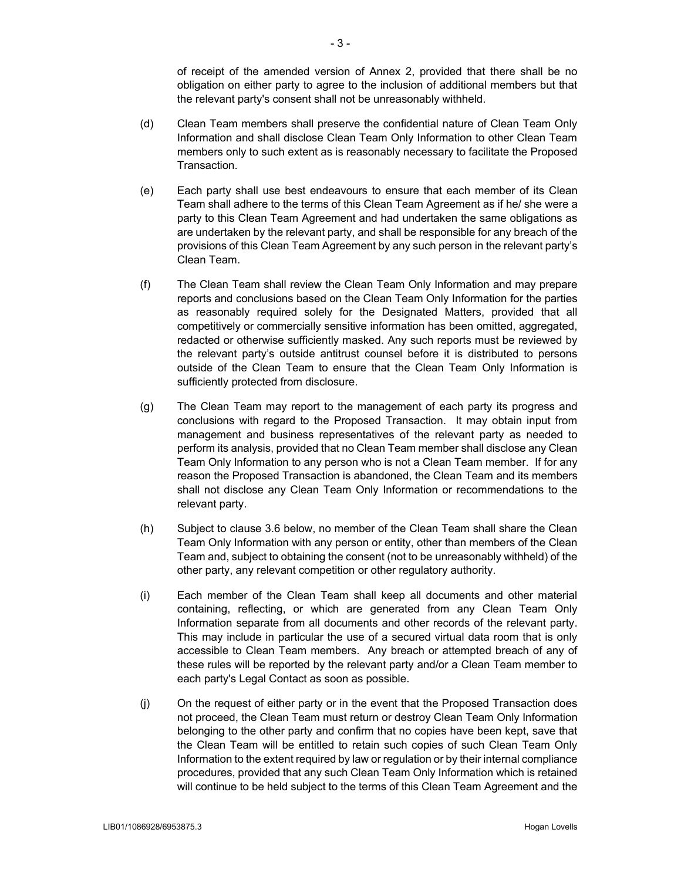of receipt of the amended version of Annex 2, provided that there shall be no obligation on either party to agree to the inclusion of additional members but that the relevant party's consent shall not be unreasonably withheld.

(d) Clean Team members shall preserve the confidential nature of Clean Team Only Information and shall disclose Clean Team Only Information to other Clean Team members only to such extent as is reasonably necessary to facilitate the Proposed Transaction.

(e) Each party shall use best endeavours to ensure that each member of its Clean Team shall adhere to the terms of this Clean Team Agreement as if he/ she were a party to this Clean Team Agreement and had undertaken the same obligations as are undertaken by the relevant party, and shall be responsible for any breach of the provisions of this Clean Team Agreement by any such person in the relevant party's Clean Team.

(f) The Clean Team shall review the Clean Team Only Information and may prepare reports and conclusions based on the Clean Team Only Information for the parties as reasonably required solely for the Designated Matters, provided that all competitively or commercially sensitive information has been omitted, aggregated, redacted or otherwise sufficiently masked. Any such reports must be reviewed by the relevant party's outside antitrust counsel before it is distributed to persons outside of the Clean Team to ensure that the Clean Team Only Information is sufficiently protected from disclosure.

(g) The Clean Team may report to the management of each party its progress and conclusions with regard to the Proposed Transaction. It may obtain input from management and business representatives of the relevant party as needed to perform its analysis, provided that no Clean Team member shall disclose any Clean Team Only Information to any person who is not a Clean Team member. If for any reason the Proposed Transaction is abandoned, the Clean Team and its members shall not disclose any Clean Team Only Information or recommendations to the relevant party.

(h) Subject to clause 3.6 below, no member of the Clean Team shall share the Clean Team Only Information with any person or entity, other than members of the Clean Team and, subject to obtaining the consent (not to be unreasonably withheld) of the other party, any relevant competition or other regulatory authority.

(i) Each member of the Clean Team shall keep all documents and other material containing, reflecting, or which are generated from any Clean Team Only Information separate from all documents and other records of the relevant party. This may include in particular the use of a secured virtual data room that is only accessible to Clean Team members. Any breach or attempted breach of any of these rules will be reported by the relevant party and/or a Clean Team member to each party's Legal Contact as soon as possible.

(j) On the request of either party or in the event that the Proposed Transaction does not proceed, the Clean Team must return or destroy Clean Team Only Information belonging to the other party and confirm that no copies have been kept, save that the Clean Team will be entitled to retain such copies of such Clean Team Only Information to the extent required by law or regulation or by their internal compliance procedures, provided that any such Clean Team Only Information which is retained will continue to be held subject to the terms of this Clean Team Agreement and the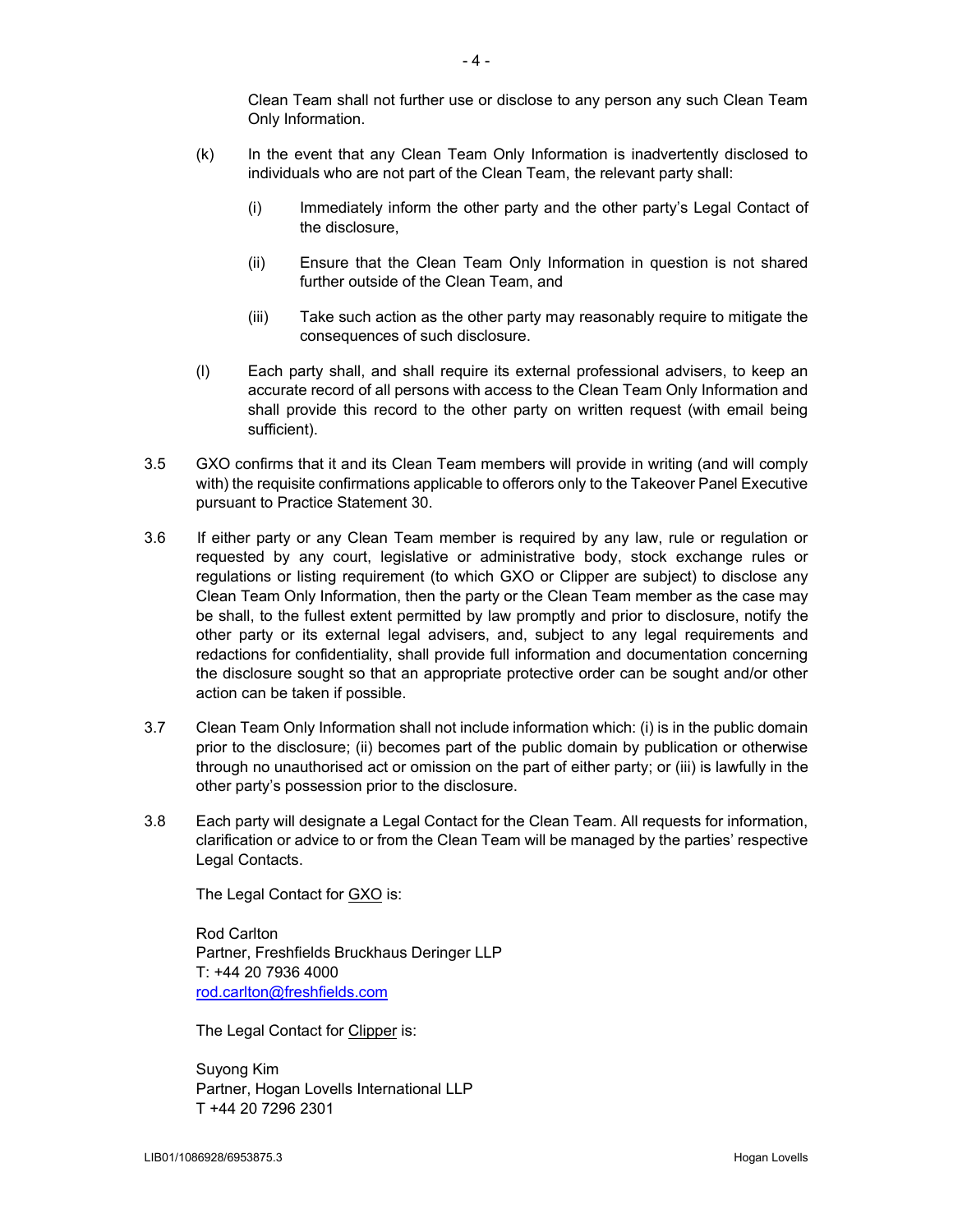Clean Team shall not further use or disclose to any person any such Clean Team Only Information.

(k) In the event that any Clean Team Only Information is inadvertently disclosed to individuals who are not part of the Clean Team, the relevant party shall:

(i) Immediately inform the other party and the other party's Legal Contact of the disclosure,

(ii) Ensure that the Clean Team Only Information in question is not shared further outside of the Clean Team, and

(iii) Take such action as the other party may reasonably require to mitigate the consequences of such disclosure.

(l) Each party shall, and shall require its external professional advisers, to keep an accurate record of all persons with access to the Clean Team Only Information and shall provide this record to the other party on written request (with email being sufficient).

3.5 GXO confirms that it and its Clean Team members will provide in writing (and will comply with) the requisite confirmations applicable to offerors only to the Takeover Panel Executive pursuant to Practice Statement 30.

3.6 If either party or any Clean Team member is required by any law, rule or regulation or requested by any court, legislative or administrative body, stock exchange rules or regulations or listing requirement (to which GXO or Clipper are subject) to disclose any Clean Team Only Information, then the party or the Clean Team member as the case may be shall, to the fullest extent permitted by law promptly and prior to disclosure, notify the other party or its external legal advisers, and, subject to any legal requirements and redactions for confidentiality, shall provide full information and documentation concerning the disclosure sought so that an appropriate protective order can be sought and/or other action can be taken if possible.

3.7 Clean Team Only Information shall not include information which: (i) is in the public domain prior to the disclosure; (ii) becomes part of the public domain by publication or otherwise through no unauthorised act or omission on the part of either party; or (iii) is lawfully in the other party's possession prior to the disclosure.

3.8 Each party will designate a Legal Contact for the Clean Team. All requests for information, clarification or advice to or from the Clean Team will be managed by the parties' respective Legal Contacts.

The Legal Contact for GXO is:

Rod Carlton
Partner, Freshfields Bruckhaus Deringer LLP
T: +44 20 7936 4000
rod.carlton@freshfields.com

The Legal Contact for Clipper is:

Suyong Kim
Partner, Hogan Lovells International LLP
T +44 20 7296 2301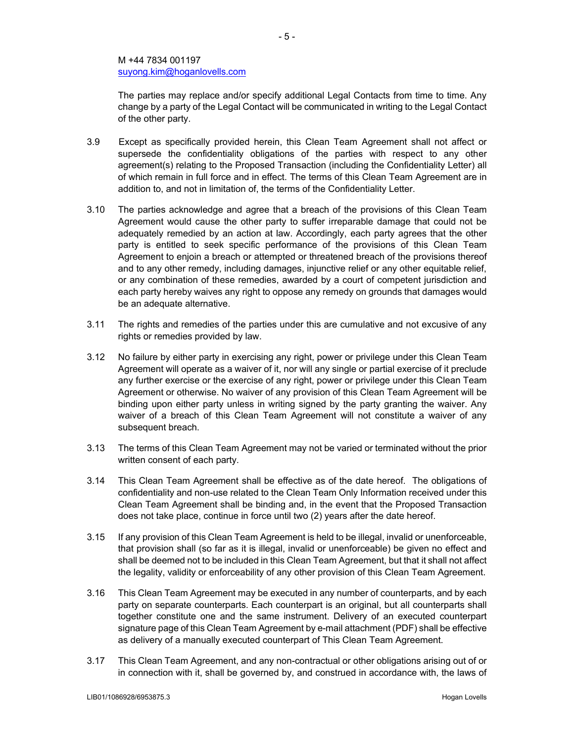M +44 7834 001197
suyong.kim@hoganlovells.com

The parties may replace and/or specify additional Legal Contacts from time to time. Any change by a party of the Legal Contact will be communicated in writing to the Legal Contact of the other party.

3.9 Except as specifically provided herein, this Clean Team Agreement shall not affect or supersede the confidentiality obligations of the parties with respect to any other agreement(s) relating to the Proposed Transaction (including the Confidentiality Letter) all of which remain in full force and in effect. The terms of this Clean Team Agreement are in addition to, and not in limitation of, the terms of the Confidentiality Letter.

3.10 The parties acknowledge and agree that a breach of the provisions of this Clean Team Agreement would cause the other party to suffer irreparable damage that could not be adequately remedied by an action at law. Accordingly, each party agrees that the other party is entitled to seek specific performance of the provisions of this Clean Team Agreement to enjoin a breach or attempted or threatened breach of the provisions thereof and to any other remedy, including damages, injunctive relief or any other equitable relief, or any combination of these remedies, awarded by a court of competent jurisdiction and each party hereby waives any right to oppose any remedy on grounds that damages would be an adequate alternative.

3.11 The rights and remedies of the parties under this are cumulative and not excusive of any rights or remedies provided by law.

3.12 No failure by either party in exercising any right, power or privilege under this Clean Team Agreement will operate as a waiver of it, nor will any single or partial exercise of it preclude any further exercise or the exercise of any right, power or privilege under this Clean Team Agreement or otherwise. No waiver of any provision of this Clean Team Agreement will be binding upon either party unless in writing signed by the party granting the waiver. Any waiver of a breach of this Clean Team Agreement will not constitute a waiver of any subsequent breach.

3.13 The terms of this Clean Team Agreement may not be varied or terminated without the prior written consent of each party.

3.14 This Clean Team Agreement shall be effective as of the date hereof. The obligations of confidentiality and non-use related to the Clean Team Only Information received under this Clean Team Agreement shall be binding and, in the event that the Proposed Transaction does not take place, continue in force until two (2) years after the date hereof.

3.15 If any provision of this Clean Team Agreement is held to be illegal, invalid or unenforceable, that provision shall (so far as it is illegal, invalid or unenforceable) be given no effect and shall be deemed not to be included in this Clean Team Agreement, but that it shall not affect the legality, validity or enforceability of any other provision of this Clean Team Agreement.

3.16 This Clean Team Agreement may be executed in any number of counterparts, and by each party on separate counterparts. Each counterpart is an original, but all counterparts shall together constitute one and the same instrument. Delivery of an executed counterpart signature page of this Clean Team Agreement by e-mail attachment (PDF) shall be effective as delivery of a manually executed counterpart of This Clean Team Agreement.

3.17 This Clean Team Agreement, and any non-contractual or other obligations arising out of or in connection with it, shall be governed by, and construed in accordance with, the laws of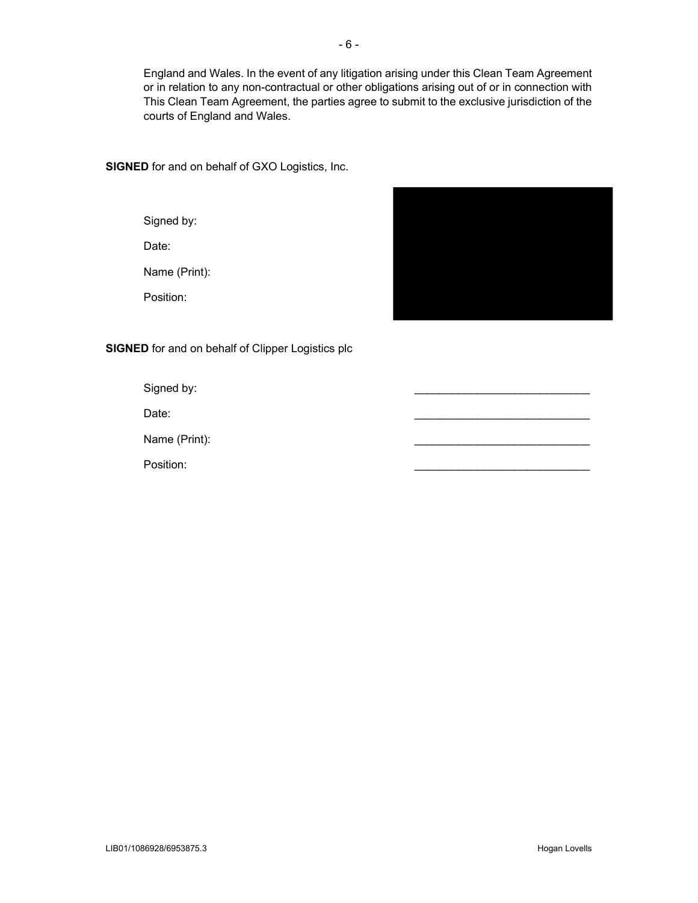England and Wales. In the event of any litigation arising under this Clean Team Agreement or in relation to any non-contractual or other obligations arising out of or in connection with This Clean Team Agreement, the parties agree to submit to the exclusive jurisdiction of the courts of England and Wales.

**SIGNED** for and on behalf of GXO Logistics, Inc.

Signed by:

Date:

Name (Print):

Position:

**SIGNED** for and on behalf of Clipper Logistics plc

Signed by: ____________________________

Date: ____________________________

Name (Print): ____________________________

Position: ____________________________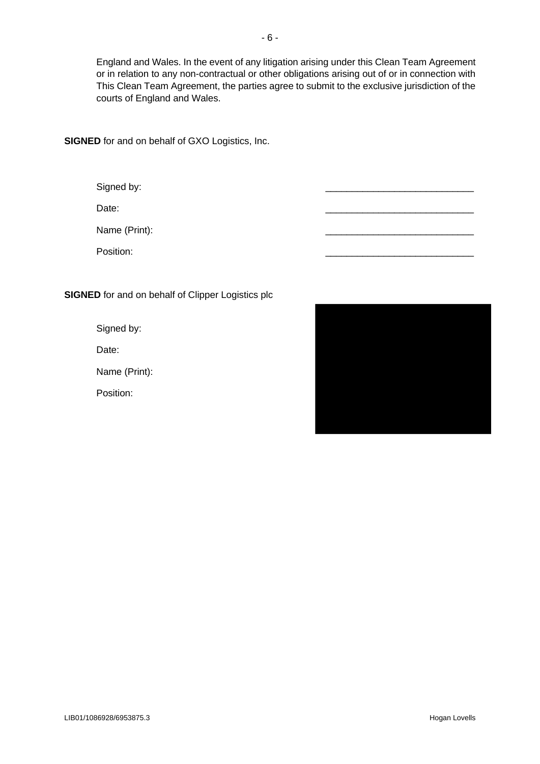England and Wales. In the event of any litigation arising under this Clean Team Agreement or in relation to any non-contractual or other obligations arising out of or in connection with This Clean Team Agreement, the parties agree to submit to the exclusive jurisdiction of the courts of England and Wales.

**SIGNED** for and on behalf of GXO Logistics, Inc.

Signed by: ____________________________

Date: ____________________________

Name (Print): ____________________________

Position: ____________________________

**SIGNED** for and on behalf of Clipper Logistics plc

Signed by:

Date:

Name (Print):

Position: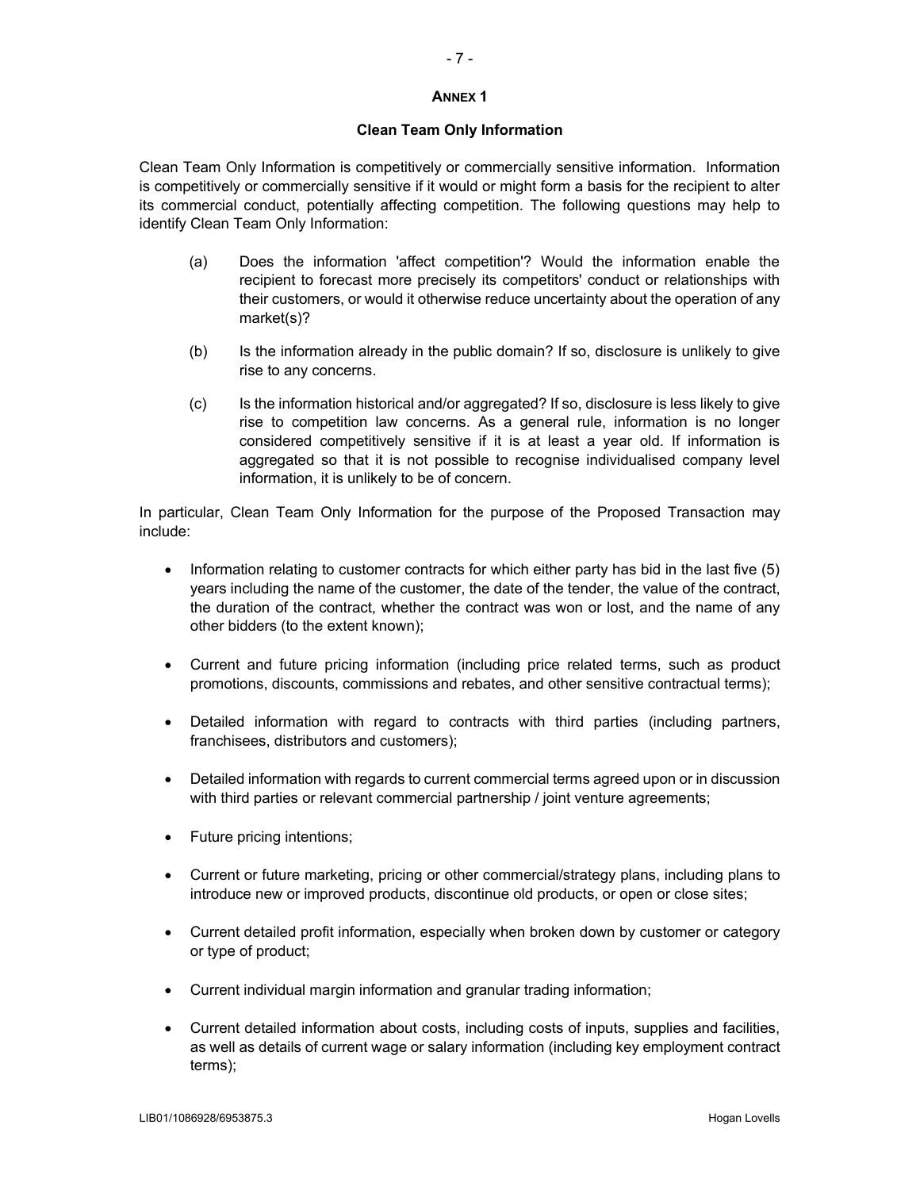# ANNEX 1

## Clean Team Only Information

Clean Team Only Information is competitively or commercially sensitive information. Information is competitively or commercially sensitive if it would or might form a basis for the recipient to alter its commercial conduct, potentially affecting competition. The following questions may help to identify Clean Team Only Information:

(a) Does the information 'affect competition'? Would the information enable the recipient to forecast more precisely its competitors' conduct or relationships with their customers, or would it otherwise reduce uncertainty about the operation of any market(s)?

(b) Is the information already in the public domain? If so, disclosure is unlikely to give rise to any concerns.

(c) Is the information historical and/or aggregated? If so, disclosure is less likely to give rise to competition law concerns. As a general rule, information is no longer considered competitively sensitive if it is at least a year old. If information is aggregated so that it is not possible to recognise individualised company level information, it is unlikely to be of concern.

In particular, Clean Team Only Information for the purpose of the Proposed Transaction may include:

- Information relating to customer contracts for which either party has bid in the last five (5) years including the name of the customer, the date of the tender, the value of the contract, the duration of the contract, whether the contract was won or lost, and the name of any other bidders (to the extent known);
- Current and future pricing information (including price related terms, such as product promotions, discounts, commissions and rebates, and other sensitive contractual terms);
- Detailed information with regard to contracts with third parties (including partners, franchisees, distributors and customers);
- Detailed information with regards to current commercial terms agreed upon or in discussion with third parties or relevant commercial partnership / joint venture agreements;
- Future pricing intentions;
- Current or future marketing, pricing or other commercial/strategy plans, including plans to introduce new or improved products, discontinue old products, or open or close sites;
- Current detailed profit information, especially when broken down by customer or category or type of product;
- Current individual margin information and granular trading information;
- Current detailed information about costs, including costs of inputs, supplies and facilities, as well as details of current wage or salary information (including key employment contract terms);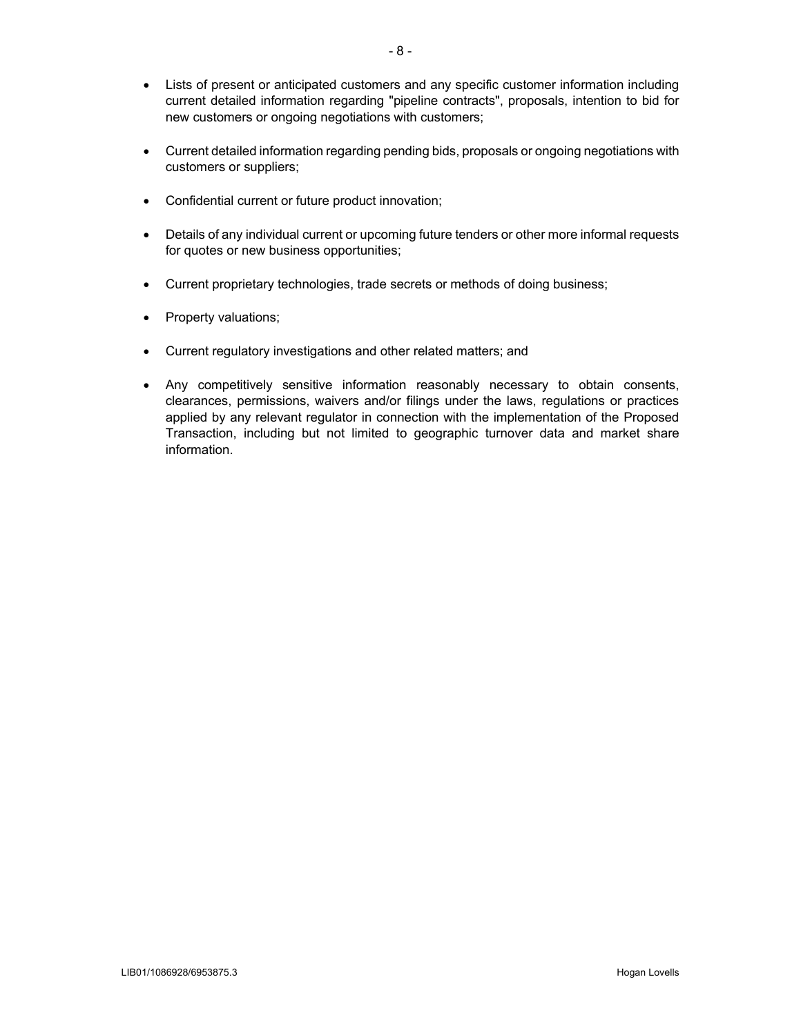- Lists of present or anticipated customers and any specific customer information including current detailed information regarding "pipeline contracts", proposals, intention to bid for new customers or ongoing negotiations with customers;
- Current detailed information regarding pending bids, proposals or ongoing negotiations with customers or suppliers;
- Confidential current or future product innovation;
- Details of any individual current or upcoming future tenders or other more informal requests for quotes or new business opportunities;
- Current proprietary technologies, trade secrets or methods of doing business;
- Property valuations;
- Current regulatory investigations and other related matters; and
- Any competitively sensitive information reasonably necessary to obtain consents, clearances, permissions, waivers and/or filings under the laws, regulations or practices applied by any relevant regulator in connection with the implementation of the Proposed Transaction, including but not limited to geographic turnover data and market share information.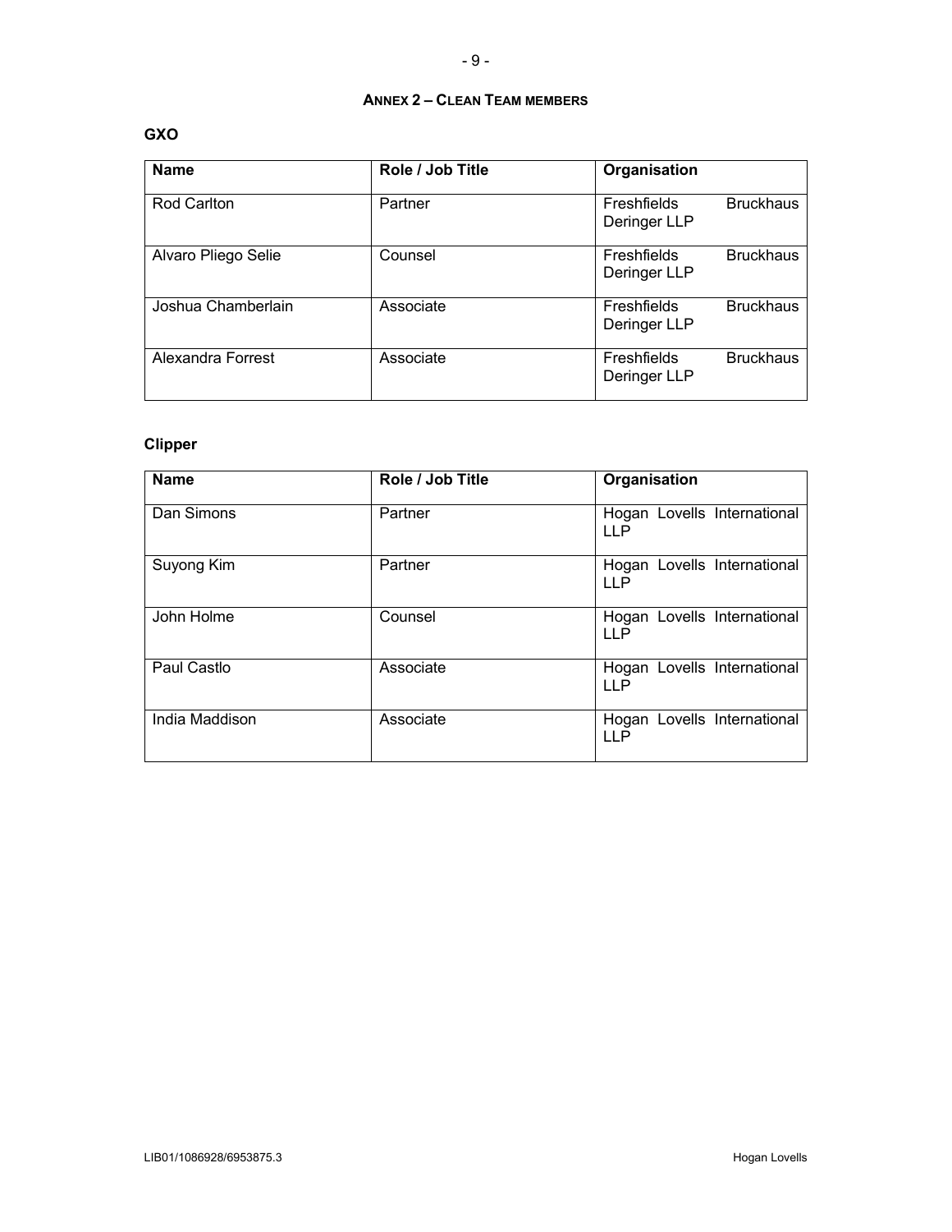## ANNEX 2 – CLEAN TEAM MEMBERS

**GXO**

| Name | Role / Job Title | Organisation |
|---|---|---|
| Rod Carlton | Partner | Freshfields Bruckhaus Deringer LLP |
| Alvaro Pliego Selie | Counsel | Freshfields Bruckhaus Deringer LLP |
| Joshua Chamberlain | Associate | Freshfields Bruckhaus Deringer LLP |
| Alexandra Forrest | Associate | Freshfields Bruckhaus Deringer LLP |

**Clipper**

| Name | Role / Job Title | Organisation |
|---|---|---|
| Dan Simons | Partner | Hogan Lovells International LLP |
| Suyong Kim | Partner | Hogan Lovells International LLP |
| John Holme | Counsel | Hogan Lovells International LLP |
| Paul Castlo | Associate | Hogan Lovells International LLP |
| India Maddison | Associate | Hogan Lovells International LLP |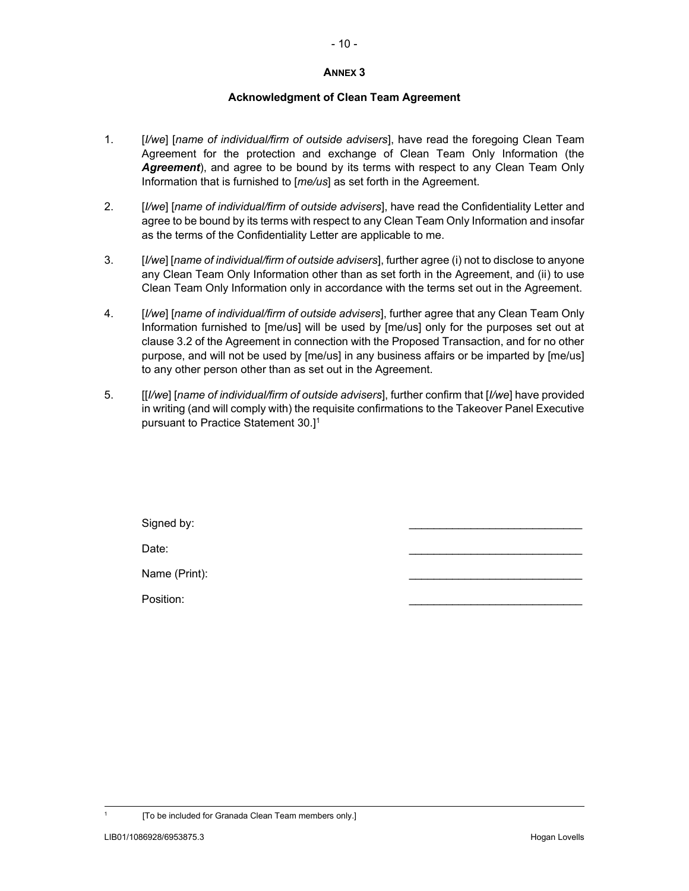## ANNEX 3

### Acknowledgment of Clean Team Agreement

1. [*I/we*] [*name of individual/firm of outside advisers*], have read the foregoing Clean Team Agreement for the protection and exchange of Clean Team Only Information (the ***Agreement***), and agree to be bound by its terms with respect to any Clean Team Only Information that is furnished to [*me/us*] as set forth in the Agreement.

2. [*I/we*] [*name of individual/firm of outside advisers*], have read the Confidentiality Letter and agree to be bound by its terms with respect to any Clean Team Only Information and insofar as the terms of the Confidentiality Letter are applicable to me.

3. [*I/we*] [*name of individual/firm of outside advisers*], further agree (i) not to disclose to anyone any Clean Team Only Information other than as set forth in the Agreement, and (ii) to use Clean Team Only Information only in accordance with the terms set out in the Agreement.

4. [*I/we*] [*name of individual/firm of outside advisers*], further agree that any Clean Team Only Information furnished to [me/us] will be used by [me/us] only for the purposes set out at clause 3.2 of the Agreement in connection with the Proposed Transaction, and for no other purpose, and will not be used by [me/us] in any business affairs or be imparted by [me/us] to any other person other than as set out in the Agreement.

5. [[*I/we*] [*name of individual/firm of outside advisers*], further confirm that [*I/we*] have provided in writing (and will comply with) the requisite confirmations to the Takeover Panel Executive pursuant to Practice Statement 30.][1]

Signed by: ____________________________

Date: ____________________________

Name (Print): ____________________________

Position: ____________________________

---

[1] [To be included for Granada Clean Team members only.]